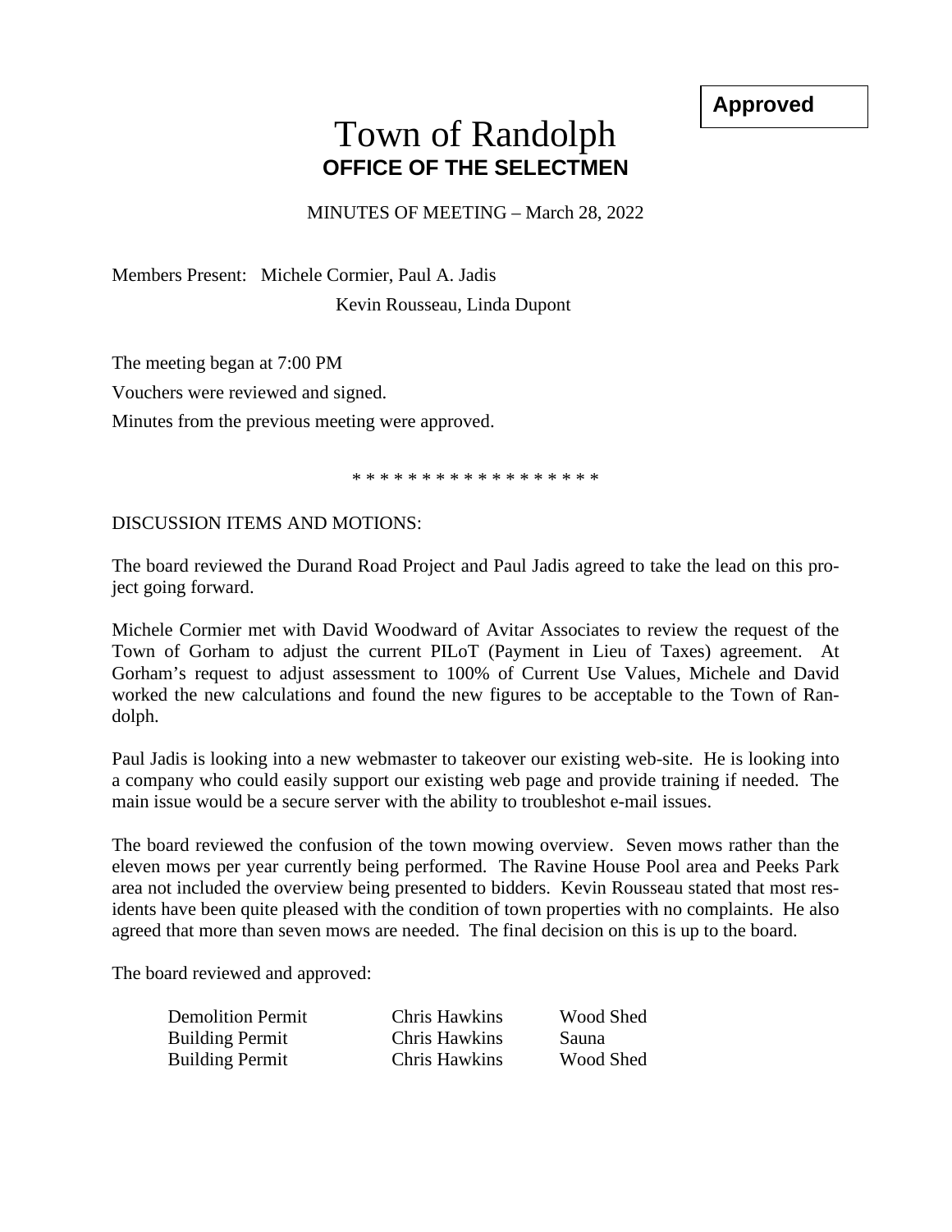**Approved**

# Town of Randolph
## OFFICE OF THE SELECTMEN

MINUTES OF MEETING – March 28, 2022

Members Present: Michele Cormier, Paul A. Jadis
Kevin Rousseau, Linda Dupont

The meeting began at 7:00 PM

Vouchers were reviewed and signed.

Minutes from the previous meeting were approved.

\* \* \* \* \* \* \* \* \* \* \* \* \* \* \* \* \* \*

DISCUSSION ITEMS AND MOTIONS:

The board reviewed the Durand Road Project and Paul Jadis agreed to take the lead on this project going forward.

Michele Cormier met with David Woodward of Avitar Associates to review the request of the Town of Gorham to adjust the current PILoT (Payment in Lieu of Taxes) agreement. At Gorham's request to adjust assessment to 100% of Current Use Values, Michele and David worked the new calculations and found the new figures to be acceptable to the Town of Randolph.

Paul Jadis is looking into a new webmaster to takeover our existing web-site. He is looking into a company who could easily support our existing web page and provide training if needed. The main issue would be a secure server with the ability to troubleshot e-mail issues.

The board reviewed the confusion of the town mowing overview. Seven mows rather than the eleven mows per year currently being performed. The Ravine House Pool area and Peeks Park area not included the overview being presented to bidders. Kevin Rousseau stated that most residents have been quite pleased with the condition of town properties with no complaints. He also agreed that more than seven mows are needed. The final decision on this is up to the board.

The board reviewed and approved:

| | | |
|---|---|---|
| Demolition Permit | Chris Hawkins | Wood Shed |
| Building Permit | Chris Hawkins | Sauna |
| Building Permit | Chris Hawkins | Wood Shed |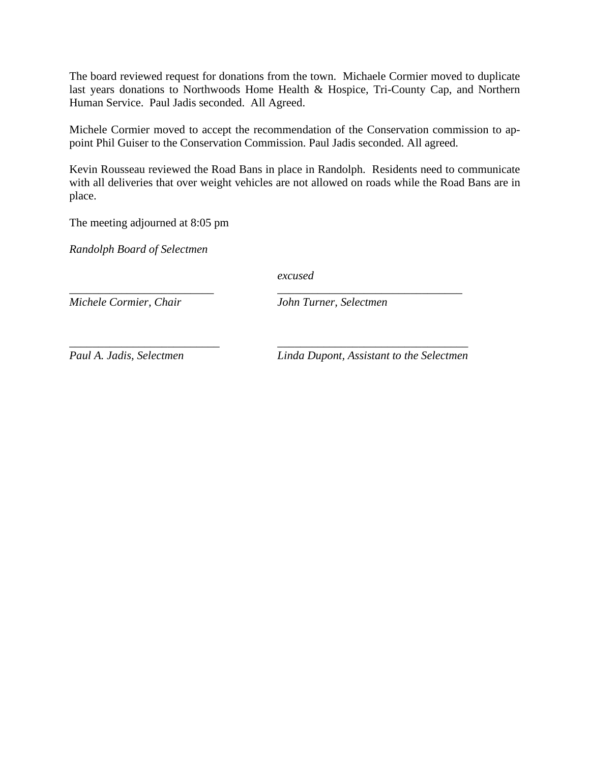The board reviewed request for donations from the town. Michaele Cormier moved to duplicate last years donations to Northwoods Home Health & Hospice, Tri-County Cap, and Northern Human Service. Paul Jadis seconded. All Agreed.

Michele Cormier moved to accept the recommendation of the Conservation commission to appoint Phil Guiser to the Conservation Commission. Paul Jadis seconded. All agreed.

Kevin Rousseau reviewed the Road Bans in place in Randolph. Residents need to communicate with all deliveries that over weight vehicles are not allowed on roads while the Road Bans are in place.

The meeting adjourned at 8:05 pm

*Randolph Board of Selectmen*

| | |
|---|---|
| | *excused* |
| ________________________ | ______________________________ |
| *Michele Cormier, Chair* | *John Turner, Selectmen* |
| ________________________ | ______________________________ |
| *Paul A. Jadis, Selectmen* | *Linda Dupont, Assistant to the Selectmen* |